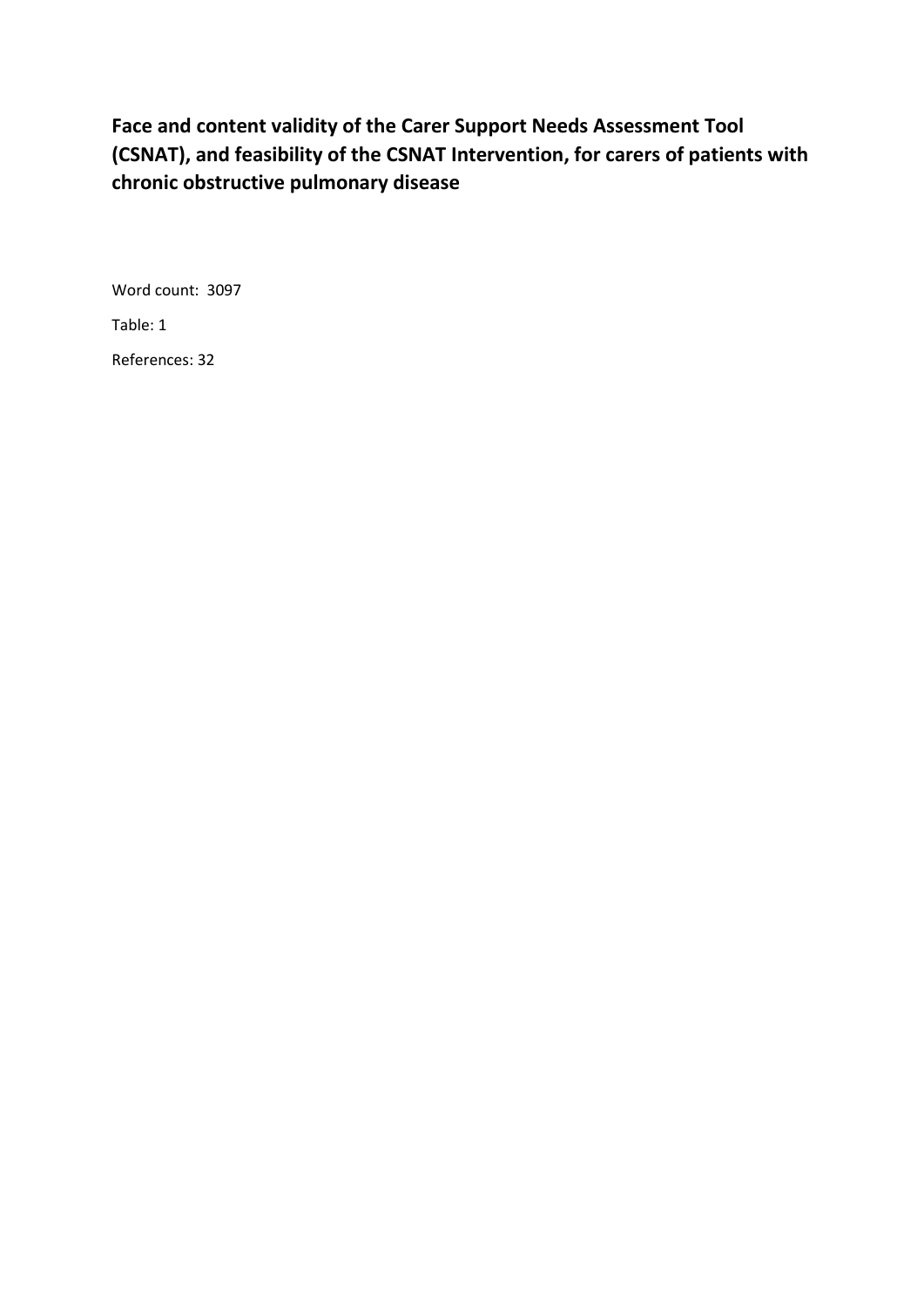# Face and content validity of the Carer Support Needs Assessment Tool (CSNAT), and feasibility of the CSNAT Intervention, for carers of patients with chronic obstructive pulmonary disease

Word count: 3097

Table: 1

References: 32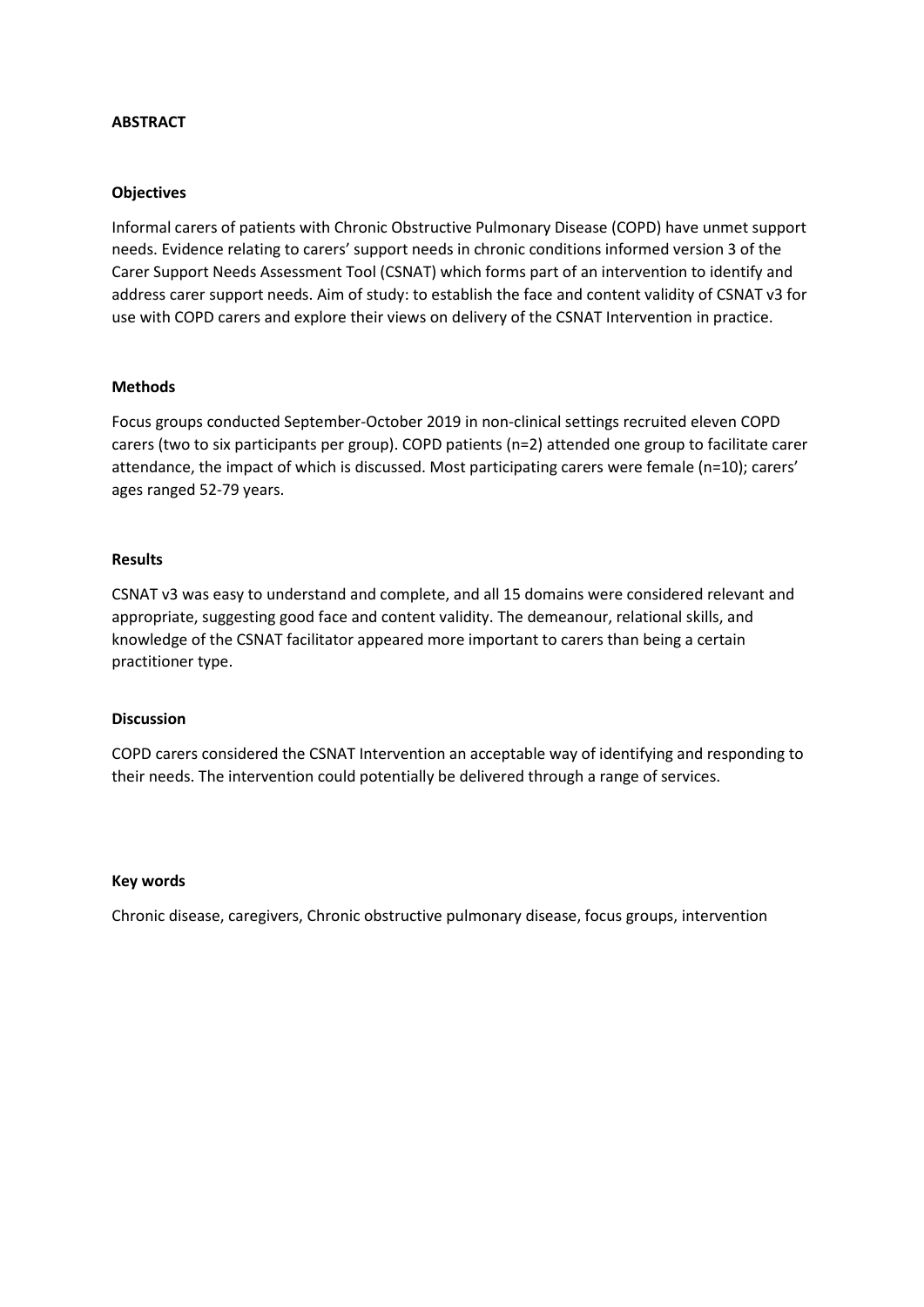## ABSTRACT

### Objectives

Informal carers of patients with Chronic Obstructive Pulmonary Disease (COPD) have unmet support needs. Evidence relating to carers' support needs in chronic conditions informed version 3 of the Carer Support Needs Assessment Tool (CSNAT) which forms part of an intervention to identify and address carer support needs. Aim of study: to establish the face and content validity of CSNAT v3 for use with COPD carers and explore their views on delivery of the CSNAT Intervention in practice.

### Methods

Focus groups conducted September-October 2019 in non-clinical settings recruited eleven COPD carers (two to six participants per group). COPD patients (n=2) attended one group to facilitate carer attendance, the impact of which is discussed. Most participating carers were female (n=10); carers' ages ranged 52-79 years.

### Results

CSNAT v3 was easy to understand and complete, and all 15 domains were considered relevant and appropriate, suggesting good face and content validity. The demeanour, relational skills, and knowledge of the CSNAT facilitator appeared more important to carers than being a certain practitioner type.

### Discussion

COPD carers considered the CSNAT Intervention an acceptable way of identifying and responding to their needs. The intervention could potentially be delivered through a range of services.

### Key words

Chronic disease, caregivers, Chronic obstructive pulmonary disease, focus groups, intervention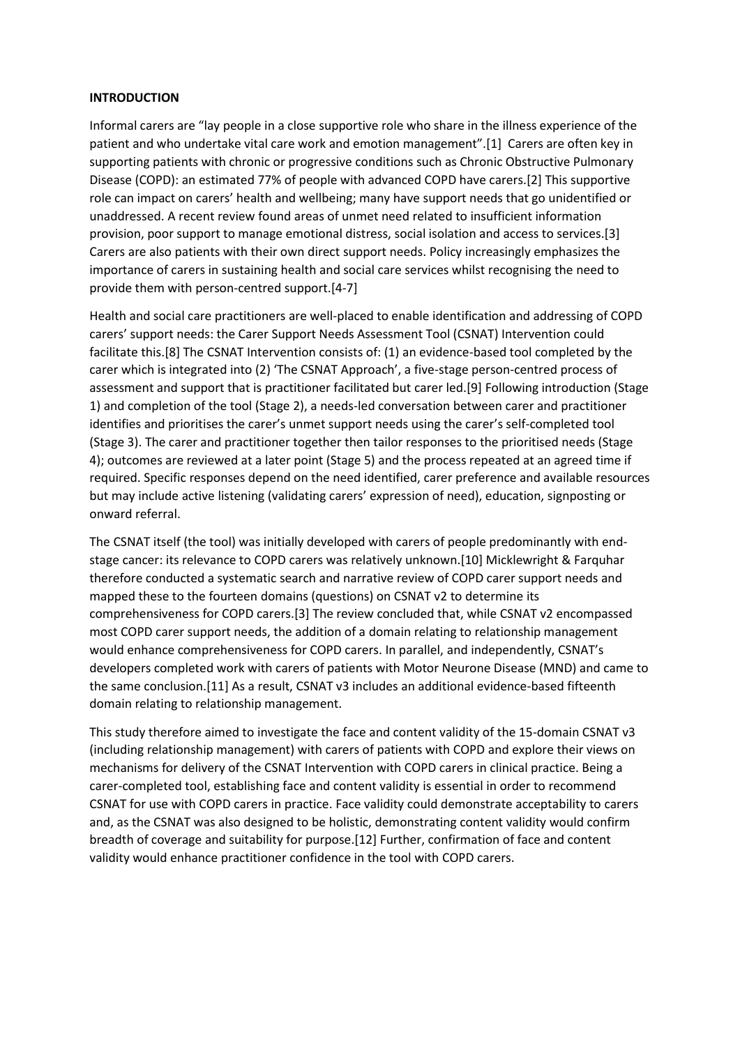## INTRODUCTION

Informal carers are "lay people in a close supportive role who share in the illness experience of the patient and who undertake vital care work and emotion management".[1] Carers are often key in supporting patients with chronic or progressive conditions such as Chronic Obstructive Pulmonary Disease (COPD): an estimated 77% of people with advanced COPD have carers.[2] This supportive role can impact on carers' health and wellbeing; many have support needs that go unidentified or unaddressed. A recent review found areas of unmet need related to insufficient information provision, poor support to manage emotional distress, social isolation and access to services.[3] Carers are also patients with their own direct support needs. Policy increasingly emphasizes the importance of carers in sustaining health and social care services whilst recognising the need to provide them with person-centred support.[4-7]

Health and social care practitioners are well-placed to enable identification and addressing of COPD carers' support needs: the Carer Support Needs Assessment Tool (CSNAT) Intervention could facilitate this.[8] The CSNAT Intervention consists of: (1) an evidence-based tool completed by the carer which is integrated into (2) 'The CSNAT Approach', a five-stage person-centred process of assessment and support that is practitioner facilitated but carer led.[9] Following introduction (Stage 1) and completion of the tool (Stage 2), a needs-led conversation between carer and practitioner identifies and prioritises the carer's unmet support needs using the carer's self-completed tool (Stage 3). The carer and practitioner together then tailor responses to the prioritised needs (Stage 4); outcomes are reviewed at a later point (Stage 5) and the process repeated at an agreed time if required. Specific responses depend on the need identified, carer preference and available resources but may include active listening (validating carers' expression of need), education, signposting or onward referral.

The CSNAT itself (the tool) was initially developed with carers of people predominantly with end-stage cancer: its relevance to COPD carers was relatively unknown.[10] Micklewright & Farquhar therefore conducted a systematic search and narrative review of COPD carer support needs and mapped these to the fourteen domains (questions) on CSNAT v2 to determine its comprehensiveness for COPD carers.[3] The review concluded that, while CSNAT v2 encompassed most COPD carer support needs, the addition of a domain relating to relationship management would enhance comprehensiveness for COPD carers. In parallel, and independently, CSNAT's developers completed work with carers of patients with Motor Neurone Disease (MND) and came to the same conclusion.[11] As a result, CSNAT v3 includes an additional evidence-based fifteenth domain relating to relationship management.

This study therefore aimed to investigate the face and content validity of the 15-domain CSNAT v3 (including relationship management) with carers of patients with COPD and explore their views on mechanisms for delivery of the CSNAT Intervention with COPD carers in clinical practice. Being a carer-completed tool, establishing face and content validity is essential in order to recommend CSNAT for use with COPD carers in practice. Face validity could demonstrate acceptability to carers and, as the CSNAT was also designed to be holistic, demonstrating content validity would confirm breadth of coverage and suitability for purpose.[12] Further, confirmation of face and content validity would enhance practitioner confidence in the tool with COPD carers.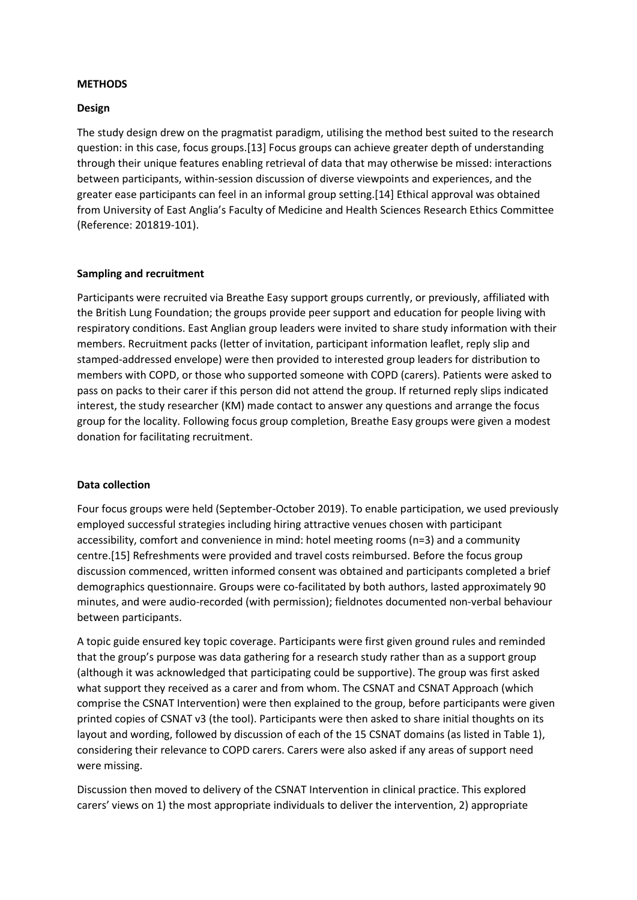## METHODS

### Design

The study design drew on the pragmatist paradigm, utilising the method best suited to the research question: in this case, focus groups.[13] Focus groups can achieve greater depth of understanding through their unique features enabling retrieval of data that may otherwise be missed: interactions between participants, within-session discussion of diverse viewpoints and experiences, and the greater ease participants can feel in an informal group setting.[14] Ethical approval was obtained from University of East Anglia's Faculty of Medicine and Health Sciences Research Ethics Committee (Reference: 201819-101).

### Sampling and recruitment

Participants were recruited via Breathe Easy support groups currently, or previously, affiliated with the British Lung Foundation; the groups provide peer support and education for people living with respiratory conditions. East Anglian group leaders were invited to share study information with their members. Recruitment packs (letter of invitation, participant information leaflet, reply slip and stamped-addressed envelope) were then provided to interested group leaders for distribution to members with COPD, or those who supported someone with COPD (carers). Patients were asked to pass on packs to their carer if this person did not attend the group. If returned reply slips indicated interest, the study researcher (KM) made contact to answer any questions and arrange the focus group for the locality. Following focus group completion, Breathe Easy groups were given a modest donation for facilitating recruitment.

### Data collection

Four focus groups were held (September-October 2019). To enable participation, we used previously employed successful strategies including hiring attractive venues chosen with participant accessibility, comfort and convenience in mind: hotel meeting rooms (n=3) and a community centre.[15] Refreshments were provided and travel costs reimbursed. Before the focus group discussion commenced, written informed consent was obtained and participants completed a brief demographics questionnaire. Groups were co-facilitated by both authors, lasted approximately 90 minutes, and were audio-recorded (with permission); fieldnotes documented non-verbal behaviour between participants.

A topic guide ensured key topic coverage. Participants were first given ground rules and reminded that the group's purpose was data gathering for a research study rather than as a support group (although it was acknowledged that participating could be supportive). The group was first asked what support they received as a carer and from whom. The CSNAT and CSNAT Approach (which comprise the CSNAT Intervention) were then explained to the group, before participants were given printed copies of CSNAT v3 (the tool). Participants were then asked to share initial thoughts on its layout and wording, followed by discussion of each of the 15 CSNAT domains (as listed in Table 1), considering their relevance to COPD carers. Carers were also asked if any areas of support need were missing.

Discussion then moved to delivery of the CSNAT Intervention in clinical practice. This explored carers' views on 1) the most appropriate individuals to deliver the intervention, 2) appropriate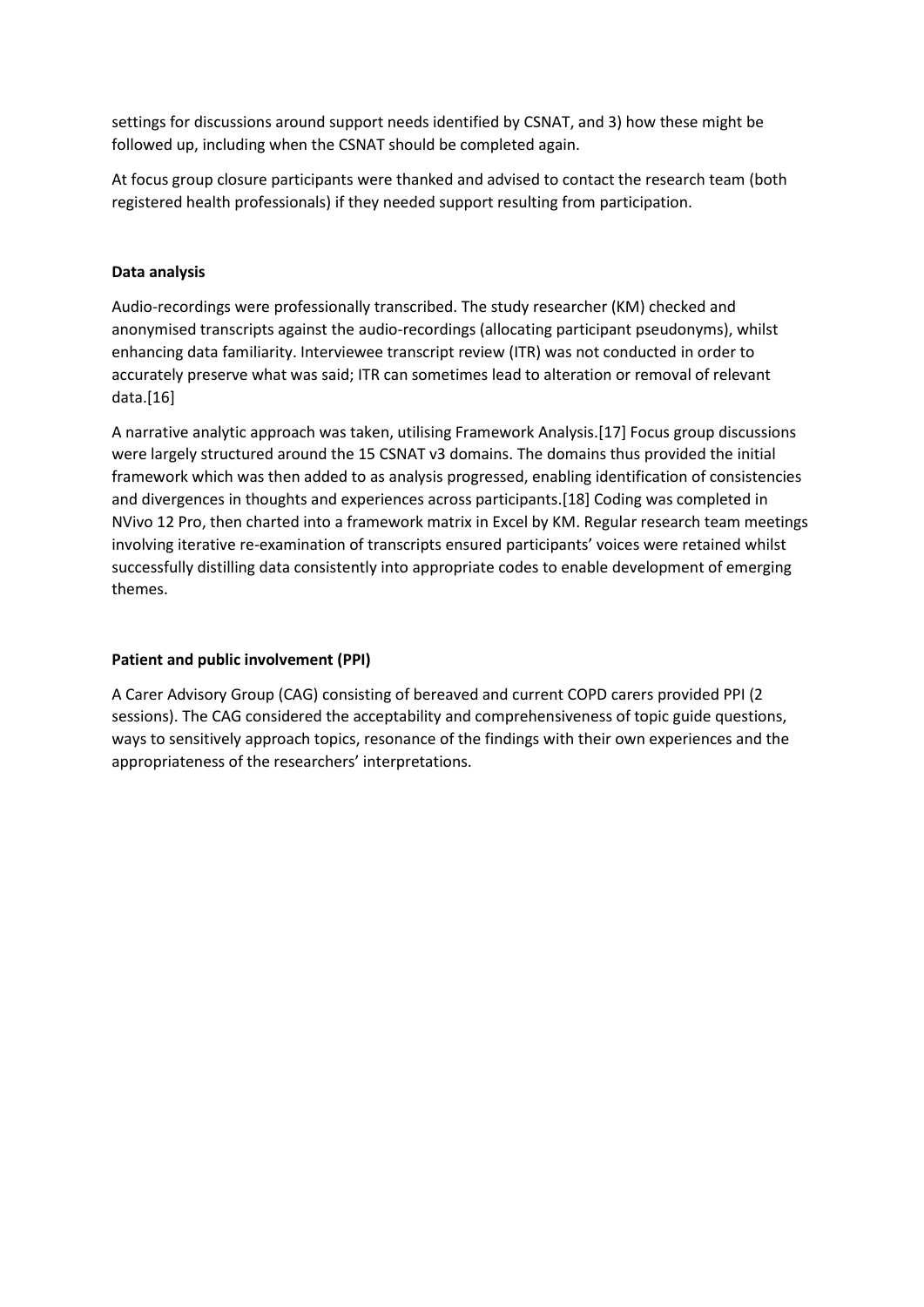settings for discussions around support needs identified by CSNAT, and 3) how these might be followed up, including when the CSNAT should be completed again.

At focus group closure participants were thanked and advised to contact the research team (both registered health professionals) if they needed support resulting from participation.

**Data analysis**

Audio-recordings were professionally transcribed. The study researcher (KM) checked and anonymised transcripts against the audio-recordings (allocating participant pseudonyms), whilst enhancing data familiarity. Interviewee transcript review (ITR) was not conducted in order to accurately preserve what was said; ITR can sometimes lead to alteration or removal of relevant data.[16]

A narrative analytic approach was taken, utilising Framework Analysis.[17] Focus group discussions were largely structured around the 15 CSNAT v3 domains. The domains thus provided the initial framework which was then added to as analysis progressed, enabling identification of consistencies and divergences in thoughts and experiences across participants.[18] Coding was completed in NVivo 12 Pro, then charted into a framework matrix in Excel by KM. Regular research team meetings involving iterative re-examination of transcripts ensured participants' voices were retained whilst successfully distilling data consistently into appropriate codes to enable development of emerging themes.

**Patient and public involvement (PPI)**

A Carer Advisory Group (CAG) consisting of bereaved and current COPD carers provided PPI (2 sessions). The CAG considered the acceptability and comprehensiveness of topic guide questions, ways to sensitively approach topics, resonance of the findings with their own experiences and the appropriateness of the researchers' interpretations.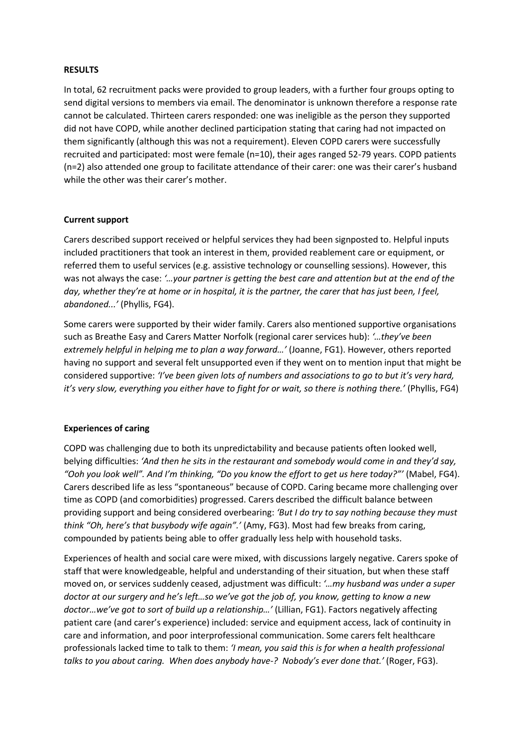## RESULTS

In total, 62 recruitment packs were provided to group leaders, with a further four groups opting to send digital versions to members via email. The denominator is unknown therefore a response rate cannot be calculated. Thirteen carers responded: one was ineligible as the person they supported did not have COPD, while another declined participation stating that caring had not impacted on them significantly (although this was not a requirement). Eleven COPD carers were successfully recruited and participated: most were female (n=10), their ages ranged 52-79 years. COPD patients (n=2) also attended one group to facilitate attendance of their carer: one was their carer's husband while the other was their carer's mother.

### Current support

Carers described support received or helpful services they had been signposted to. Helpful inputs included practitioners that took an interest in them, provided reablement care or equipment, or referred them to useful services (e.g. assistive technology or counselling sessions). However, this was not always the case: *'…your partner is getting the best care and attention but at the end of the day, whether they're at home or in hospital, it is the partner, the carer that has just been, I feel, abandoned...'* (Phyllis, FG4).

Some carers were supported by their wider family. Carers also mentioned supportive organisations such as Breathe Easy and Carers Matter Norfolk (regional carer services hub): *'…they've been extremely helpful in helping me to plan a way forward…'* (Joanne, FG1). However, others reported having no support and several felt unsupported even if they went on to mention input that might be considered supportive: *'I've been given lots of numbers and associations to go to but it's very hard, it's very slow, everything you either have to fight for or wait, so there is nothing there.'* (Phyllis, FG4)

### Experiences of caring

COPD was challenging due to both its unpredictability and because patients often looked well, belying difficulties: *'And then he sits in the restaurant and somebody would come in and they'd say, "Ooh you look well". And I'm thinking, "Do you know the effort to get us here today?"'* (Mabel, FG4). Carers described life as less "spontaneous" because of COPD. Caring became more challenging over time as COPD (and comorbidities) progressed. Carers described the difficult balance between providing support and being considered overbearing: *'But I do try to say nothing because they must think "Oh, here's that busybody wife again".'* (Amy, FG3). Most had few breaks from caring, compounded by patients being able to offer gradually less help with household tasks.

Experiences of health and social care were mixed, with discussions largely negative. Carers spoke of staff that were knowledgeable, helpful and understanding of their situation, but when these staff moved on, or services suddenly ceased, adjustment was difficult: *'…my husband was under a super doctor at our surgery and he's left…so we've got the job of, you know, getting to know a new doctor…we've got to sort of build up a relationship…'* (Lillian, FG1). Factors negatively affecting patient care (and carer's experience) included: service and equipment access, lack of continuity in care and information, and poor interprofessional communication. Some carers felt healthcare professionals lacked time to talk to them: *'I mean, you said this is for when a health professional talks to you about caring. When does anybody have-? Nobody's ever done that.'* (Roger, FG3).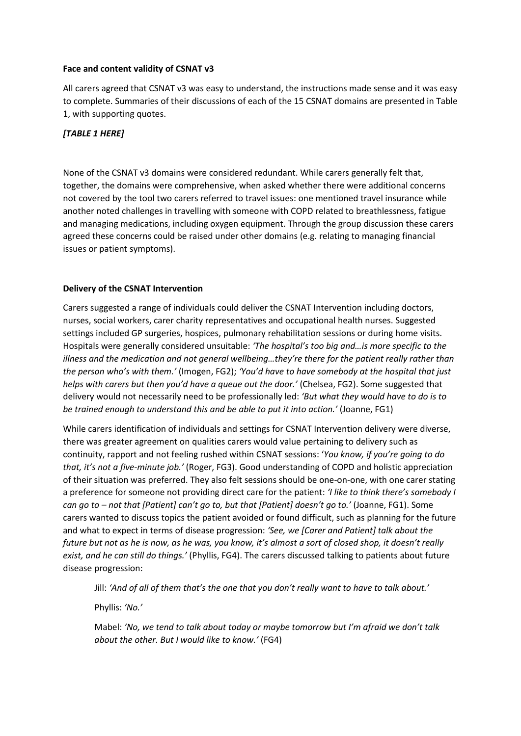**Face and content validity of CSNAT v3**

All carers agreed that CSNAT v3 was easy to understand, the instructions made sense and it was easy to complete. Summaries of their discussions of each of the 15 CSNAT domains are presented in Table 1, with supporting quotes.

***[TABLE 1 HERE]***

None of the CSNAT v3 domains were considered redundant. While carers generally felt that, together, the domains were comprehensive, when asked whether there were additional concerns not covered by the tool two carers referred to travel issues: one mentioned travel insurance while another noted challenges in travelling with someone with COPD related to breathlessness, fatigue and managing medications, including oxygen equipment. Through the group discussion these carers agreed these concerns could be raised under other domains (e.g. relating to managing financial issues or patient symptoms).

**Delivery of the CSNAT Intervention**

Carers suggested a range of individuals could deliver the CSNAT Intervention including doctors, nurses, social workers, carer charity representatives and occupational health nurses. Suggested settings included GP surgeries, hospices, pulmonary rehabilitation sessions or during home visits. Hospitals were generally considered unsuitable: *'The hospital's too big and…is more specific to the illness and the medication and not general wellbeing…they're there for the patient really rather than the person who's with them.'* (Imogen, FG2); *'You'd have to have somebody at the hospital that just helps with carers but then you'd have a queue out the door.'* (Chelsea, FG2). Some suggested that delivery would not necessarily need to be professionally led: *'But what they would have to do is to be trained enough to understand this and be able to put it into action.'* (Joanne, FG1)

While carers identification of individuals and settings for CSNAT Intervention delivery were diverse, there was greater agreement on qualities carers would value pertaining to delivery such as continuity, rapport and not feeling rushed within CSNAT sessions: '*You know, if you're going to do that, it's not a five-minute job.'* (Roger, FG3). Good understanding of COPD and holistic appreciation of their situation was preferred. They also felt sessions should be one-on-one, with one carer stating a preference for someone not providing direct care for the patient: *'I like to think there's somebody I can go to – not that [Patient] can't go to, but that [Patient] doesn't go to.'* (Joanne, FG1). Some carers wanted to discuss topics the patient avoided or found difficult, such as planning for the future and what to expect in terms of disease progression: *'See, we [Carer and Patient] talk about the future but not as he is now, as he was, you know, it's almost a sort of closed shop, it doesn't really exist, and he can still do things.'* (Phyllis, FG4). The carers discussed talking to patients about future disease progression:

> Jill: *'And of all of them that's the one that you don't really want to have to talk about.'*
>
> Phyllis: *'No.'*
>
> Mabel: *'No, we tend to talk about today or maybe tomorrow but I'm afraid we don't talk about the other. But I would like to know.'* (FG4)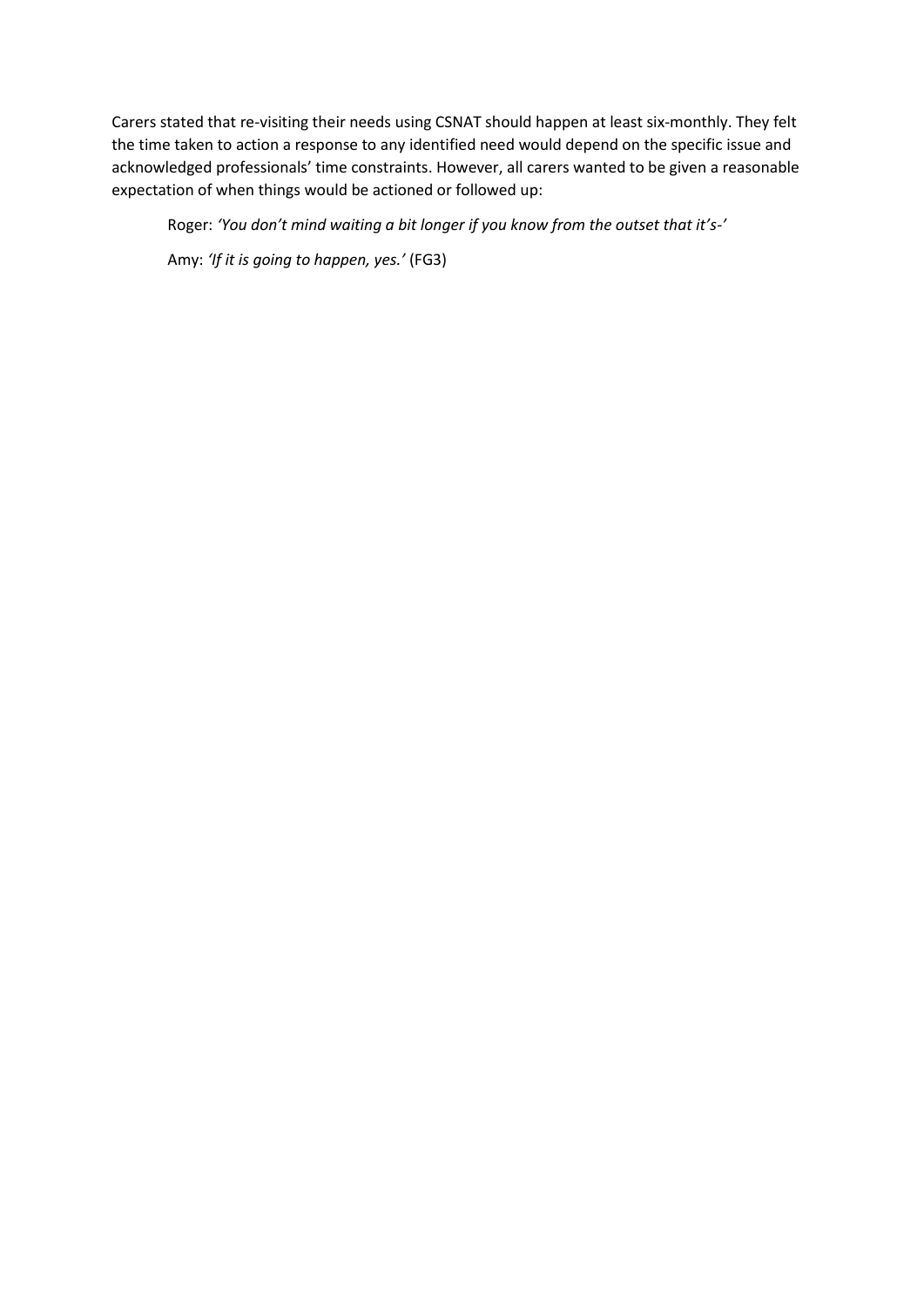Carers stated that re-visiting their needs using CSNAT should happen at least six-monthly. They felt the time taken to action a response to any identified need would depend on the specific issue and acknowledged professionals' time constraints. However, all carers wanted to be given a reasonable expectation of when things would be actioned or followed up:

> Roger: *'You don't mind waiting a bit longer if you know from the outset that it's-'*
>
> Amy: *'If it is going to happen, yes.'* (FG3)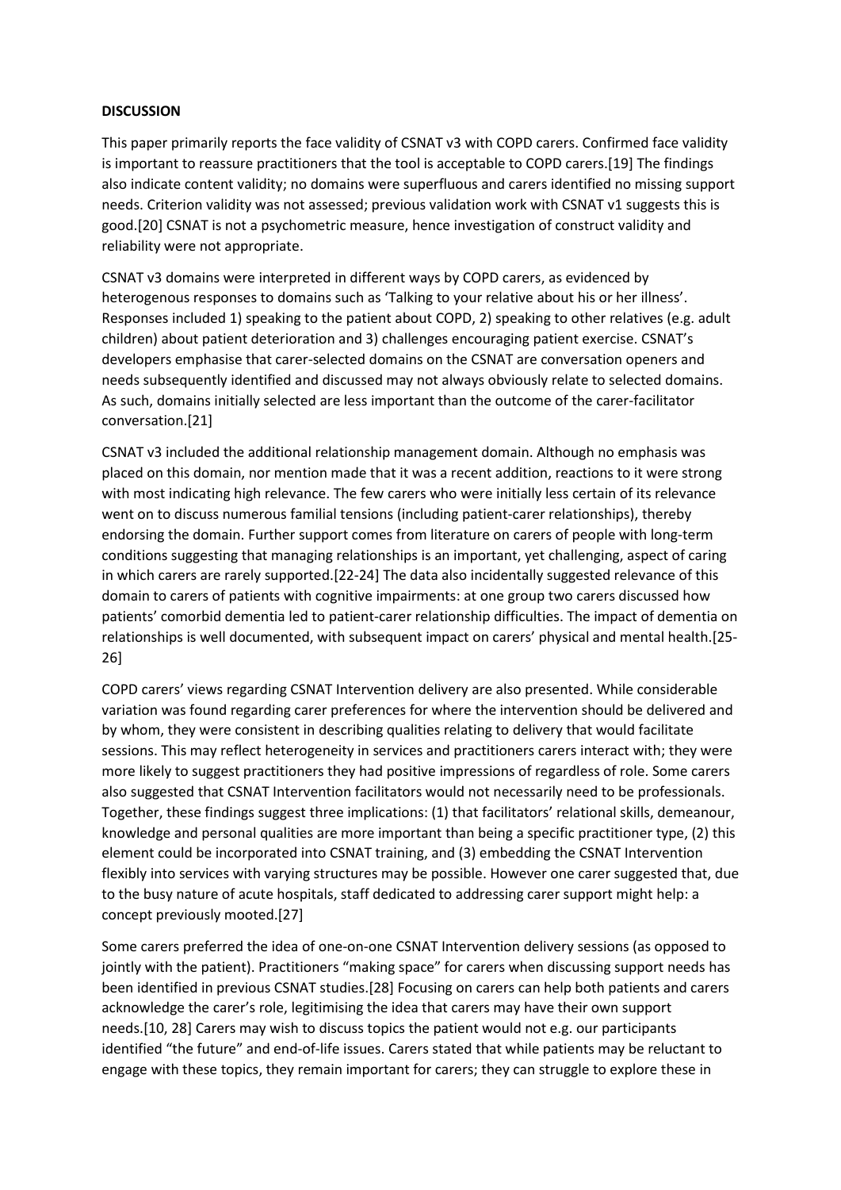**DISCUSSION**

This paper primarily reports the face validity of CSNAT v3 with COPD carers. Confirmed face validity is important to reassure practitioners that the tool is acceptable to COPD carers.[19] The findings also indicate content validity; no domains were superfluous and carers identified no missing support needs. Criterion validity was not assessed; previous validation work with CSNAT v1 suggests this is good.[20] CSNAT is not a psychometric measure, hence investigation of construct validity and reliability were not appropriate.

CSNAT v3 domains were interpreted in different ways by COPD carers, as evidenced by heterogenous responses to domains such as 'Talking to your relative about his or her illness'. Responses included 1) speaking to the patient about COPD, 2) speaking to other relatives (e.g. adult children) about patient deterioration and 3) challenges encouraging patient exercise. CSNAT's developers emphasise that carer-selected domains on the CSNAT are conversation openers and needs subsequently identified and discussed may not always obviously relate to selected domains. As such, domains initially selected are less important than the outcome of the carer-facilitator conversation.[21]

CSNAT v3 included the additional relationship management domain. Although no emphasis was placed on this domain, nor mention made that it was a recent addition, reactions to it were strong with most indicating high relevance. The few carers who were initially less certain of its relevance went on to discuss numerous familial tensions (including patient-carer relationships), thereby endorsing the domain. Further support comes from literature on carers of people with long-term conditions suggesting that managing relationships is an important, yet challenging, aspect of caring in which carers are rarely supported.[22-24] The data also incidentally suggested relevance of this domain to carers of patients with cognitive impairments: at one group two carers discussed how patients' comorbid dementia led to patient-carer relationship difficulties. The impact of dementia on relationships is well documented, with subsequent impact on carers' physical and mental health.[25-26]

COPD carers' views regarding CSNAT Intervention delivery are also presented. While considerable variation was found regarding carer preferences for where the intervention should be delivered and by whom, they were consistent in describing qualities relating to delivery that would facilitate sessions. This may reflect heterogeneity in services and practitioners carers interact with; they were more likely to suggest practitioners they had positive impressions of regardless of role. Some carers also suggested that CSNAT Intervention facilitators would not necessarily need to be professionals. Together, these findings suggest three implications: (1) that facilitators' relational skills, demeanour, knowledge and personal qualities are more important than being a specific practitioner type, (2) this element could be incorporated into CSNAT training, and (3) embedding the CSNAT Intervention flexibly into services with varying structures may be possible. However one carer suggested that, due to the busy nature of acute hospitals, staff dedicated to addressing carer support might help: a concept previously mooted.[27]

Some carers preferred the idea of one-on-one CSNAT Intervention delivery sessions (as opposed to jointly with the patient). Practitioners "making space" for carers when discussing support needs has been identified in previous CSNAT studies.[28] Focusing on carers can help both patients and carers acknowledge the carer's role, legitimising the idea that carers may have their own support needs.[10, 28] Carers may wish to discuss topics the patient would not e.g. our participants identified "the future" and end-of-life issues. Carers stated that while patients may be reluctant to engage with these topics, they remain important for carers; they can struggle to explore these in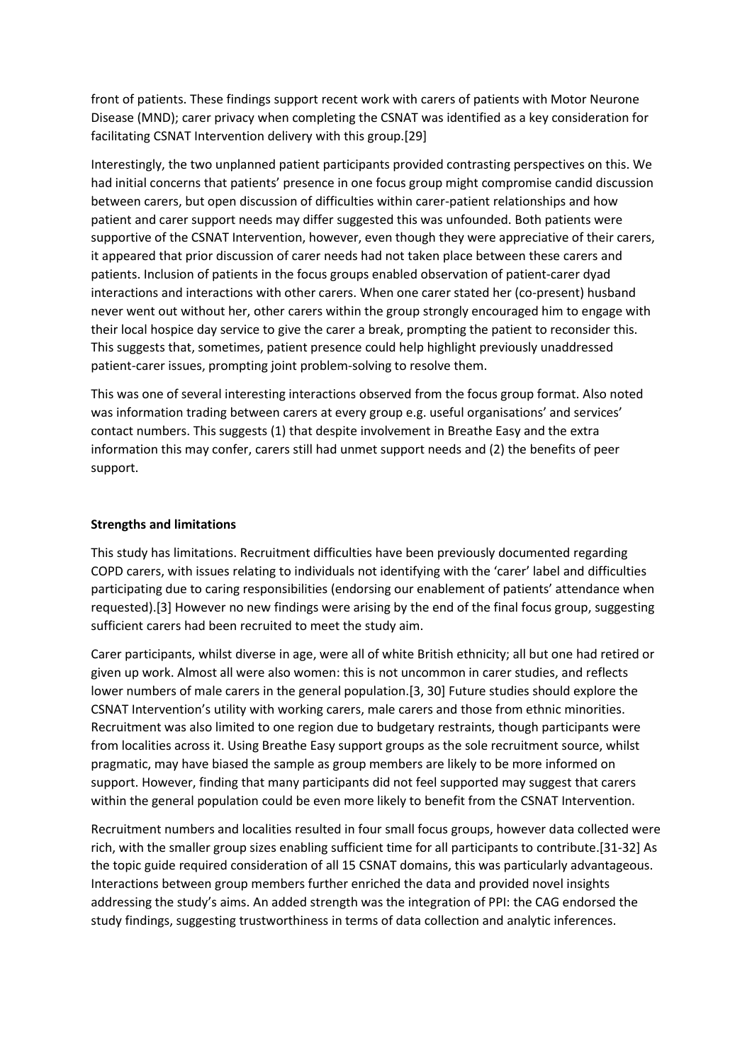front of patients. These findings support recent work with carers of patients with Motor Neurone Disease (MND); carer privacy when completing the CSNAT was identified as a key consideration for facilitating CSNAT Intervention delivery with this group.[29]

Interestingly, the two unplanned patient participants provided contrasting perspectives on this. We had initial concerns that patients' presence in one focus group might compromise candid discussion between carers, but open discussion of difficulties within carer-patient relationships and how patient and carer support needs may differ suggested this was unfounded. Both patients were supportive of the CSNAT Intervention, however, even though they were appreciative of their carers, it appeared that prior discussion of carer needs had not taken place between these carers and patients. Inclusion of patients in the focus groups enabled observation of patient-carer dyad interactions and interactions with other carers. When one carer stated her (co-present) husband never went out without her, other carers within the group strongly encouraged him to engage with their local hospice day service to give the carer a break, prompting the patient to reconsider this. This suggests that, sometimes, patient presence could help highlight previously unaddressed patient-carer issues, prompting joint problem-solving to resolve them.

This was one of several interesting interactions observed from the focus group format. Also noted was information trading between carers at every group e.g. useful organisations' and services' contact numbers. This suggests (1) that despite involvement in Breathe Easy and the extra information this may confer, carers still had unmet support needs and (2) the benefits of peer support.

**Strengths and limitations**

This study has limitations. Recruitment difficulties have been previously documented regarding COPD carers, with issues relating to individuals not identifying with the 'carer' label and difficulties participating due to caring responsibilities (endorsing our enablement of patients' attendance when requested).[3] However no new findings were arising by the end of the final focus group, suggesting sufficient carers had been recruited to meet the study aim.

Carer participants, whilst diverse in age, were all of white British ethnicity; all but one had retired or given up work. Almost all were also women: this is not uncommon in carer studies, and reflects lower numbers of male carers in the general population.[3, 30] Future studies should explore the CSNAT Intervention's utility with working carers, male carers and those from ethnic minorities. Recruitment was also limited to one region due to budgetary restraints, though participants were from localities across it. Using Breathe Easy support groups as the sole recruitment source, whilst pragmatic, may have biased the sample as group members are likely to be more informed on support. However, finding that many participants did not feel supported may suggest that carers within the general population could be even more likely to benefit from the CSNAT Intervention.

Recruitment numbers and localities resulted in four small focus groups, however data collected were rich, with the smaller group sizes enabling sufficient time for all participants to contribute.[31-32] As the topic guide required consideration of all 15 CSNAT domains, this was particularly advantageous. Interactions between group members further enriched the data and provided novel insights addressing the study's aims. An added strength was the integration of PPI: the CAG endorsed the study findings, suggesting trustworthiness in terms of data collection and analytic inferences.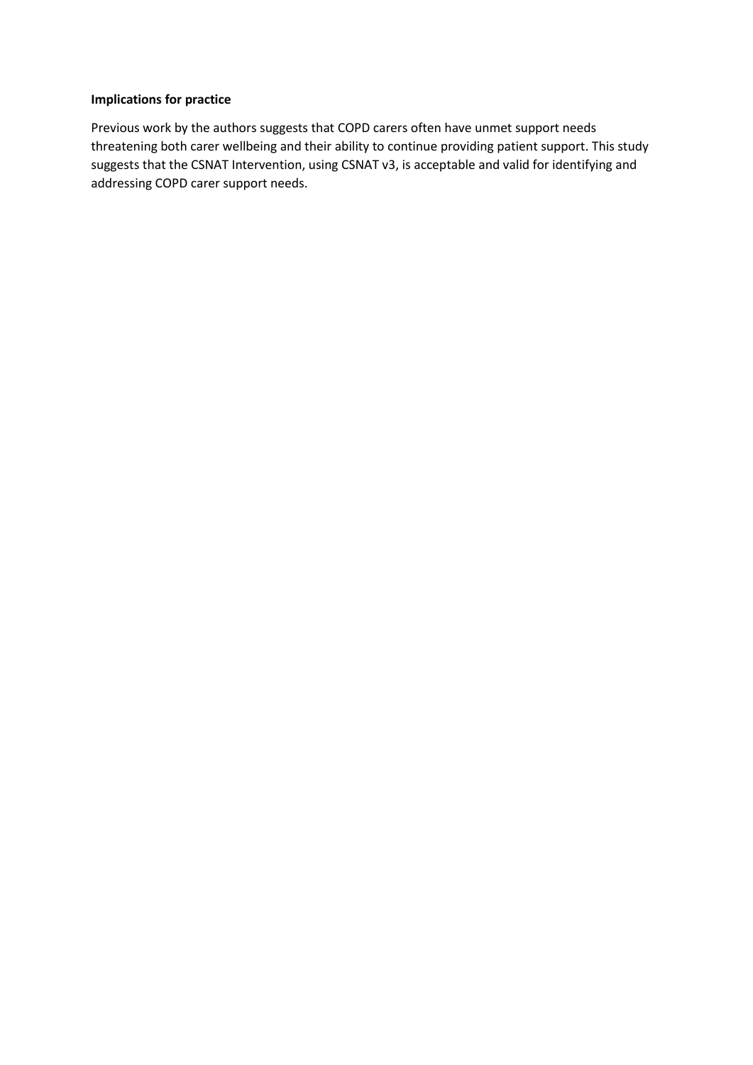**Implications for practice**

Previous work by the authors suggests that COPD carers often have unmet support needs threatening both carer wellbeing and their ability to continue providing patient support. This study suggests that the CSNAT Intervention, using CSNAT v3, is acceptable and valid for identifying and addressing COPD carer support needs.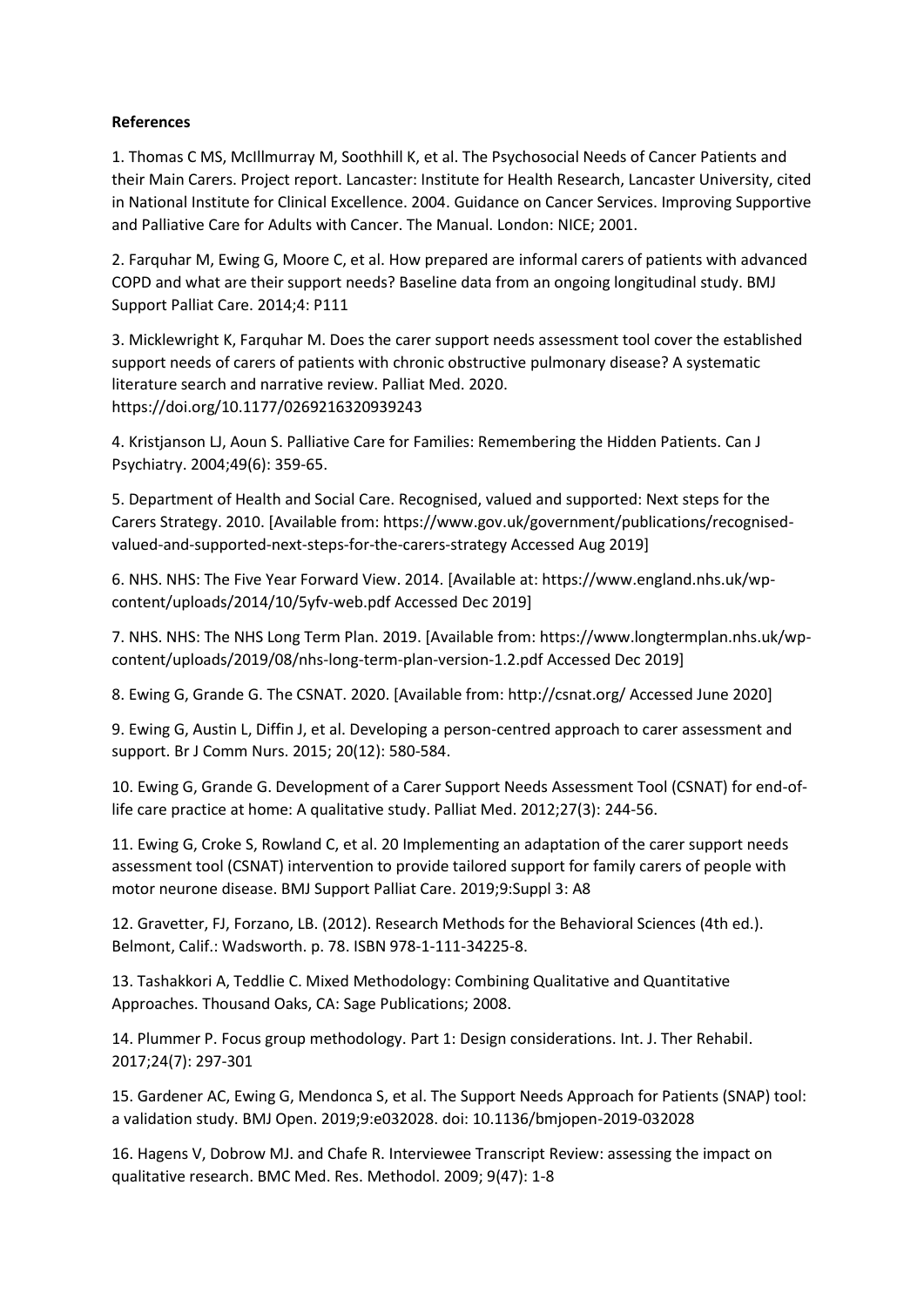**References**

1. Thomas C MS, McIllmurray M, Soothhill K, et al. The Psychosocial Needs of Cancer Patients and their Main Carers. Project report. Lancaster: Institute for Health Research, Lancaster University, cited in National Institute for Clinical Excellence. 2004. Guidance on Cancer Services. Improving Supportive and Palliative Care for Adults with Cancer. The Manual. London: NICE; 2001.

2. Farquhar M, Ewing G, Moore C, et al. How prepared are informal carers of patients with advanced COPD and what are their support needs? Baseline data from an ongoing longitudinal study. BMJ Support Palliat Care. 2014;4: P111

3. Micklewright K, Farquhar M. Does the carer support needs assessment tool cover the established support needs of carers of patients with chronic obstructive pulmonary disease? A systematic literature search and narrative review. Palliat Med. 2020. https://doi.org/10.1177/0269216320939243

4. Kristjanson LJ, Aoun S. Palliative Care for Families: Remembering the Hidden Patients. Can J Psychiatry. 2004;49(6): 359-65.

5. Department of Health and Social Care. Recognised, valued and supported: Next steps for the Carers Strategy. 2010. [Available from: https://www.gov.uk/government/publications/recognised-valued-and-supported-next-steps-for-the-carers-strategy Accessed Aug 2019]

6. NHS. NHS: The Five Year Forward View. 2014. [Available at: https://www.england.nhs.uk/wp-content/uploads/2014/10/5yfv-web.pdf Accessed Dec 2019]

7. NHS. NHS: The NHS Long Term Plan. 2019. [Available from: https://www.longtermplan.nhs.uk/wp-content/uploads/2019/08/nhs-long-term-plan-version-1.2.pdf Accessed Dec 2019]

8. Ewing G, Grande G. The CSNAT. 2020. [Available from: http://csnat.org/ Accessed June 2020]

9. Ewing G, Austin L, Diffin J, et al. Developing a person-centred approach to carer assessment and support. Br J Comm Nurs. 2015; 20(12): 580-584.

10. Ewing G, Grande G. Development of a Carer Support Needs Assessment Tool (CSNAT) for end-of-life care practice at home: A qualitative study. Palliat Med. 2012;27(3): 244-56.

11. Ewing G, Croke S, Rowland C, et al. 20 Implementing an adaptation of the carer support needs assessment tool (CSNAT) intervention to provide tailored support for family carers of people with motor neurone disease. BMJ Support Palliat Care. 2019;9:Suppl 3: A8

12. Gravetter, FJ, Forzano, LB. (2012). Research Methods for the Behavioral Sciences (4th ed.). Belmont, Calif.: Wadsworth. p. 78. ISBN 978-1-111-34225-8.

13. Tashakkori A, Teddlie C. Mixed Methodology: Combining Qualitative and Quantitative Approaches. Thousand Oaks, CA: Sage Publications; 2008.

14. Plummer P. Focus group methodology. Part 1: Design considerations. Int. J. Ther Rehabil. 2017;24(7): 297-301

15. Gardener AC, Ewing G, Mendonca S, et al. The Support Needs Approach for Patients (SNAP) tool: a validation study. BMJ Open. 2019;9:e032028. doi: 10.1136/bmjopen-2019-032028

16. Hagens V, Dobrow MJ. and Chafe R. Interviewee Transcript Review: assessing the impact on qualitative research. BMC Med. Res. Methodol. 2009; 9(47): 1-8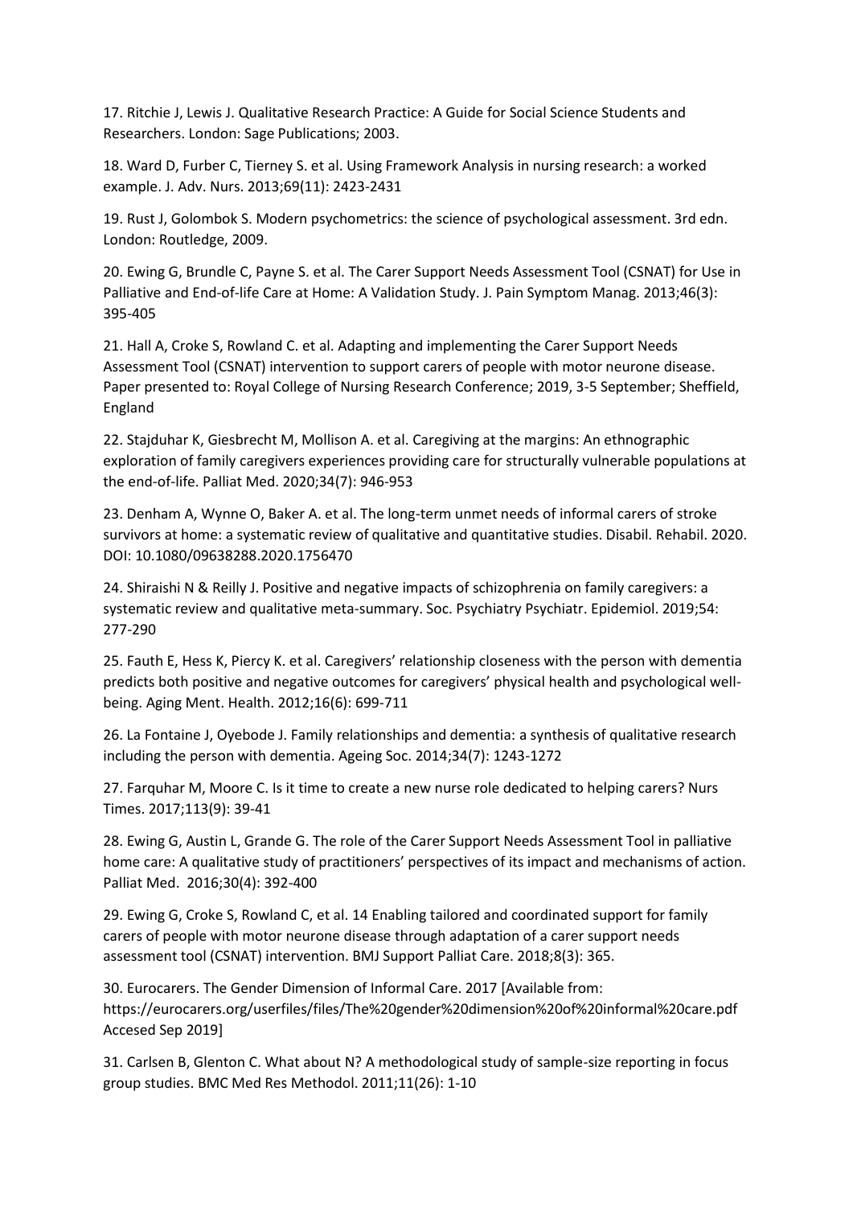17. Ritchie J, Lewis J. Qualitative Research Practice: A Guide for Social Science Students and Researchers. London: Sage Publications; 2003.

18. Ward D, Furber C, Tierney S. et al. Using Framework Analysis in nursing research: a worked example. J. Adv. Nurs. 2013;69(11): 2423-2431

19. Rust J, Golombok S. Modern psychometrics: the science of psychological assessment. 3rd edn. London: Routledge, 2009.

20. Ewing G, Brundle C, Payne S. et al. The Carer Support Needs Assessment Tool (CSNAT) for Use in Palliative and End-of-life Care at Home: A Validation Study. J. Pain Symptom Manag. 2013;46(3): 395-405

21. Hall A, Croke S, Rowland C. et al. Adapting and implementing the Carer Support Needs Assessment Tool (CSNAT) intervention to support carers of people with motor neurone disease. Paper presented to: Royal College of Nursing Research Conference; 2019, 3-5 September; Sheffield, England

22. Stajduhar K, Giesbrecht M, Mollison A. et al. Caregiving at the margins: An ethnographic exploration of family caregivers experiences providing care for structurally vulnerable populations at the end-of-life. Palliat Med. 2020;34(7): 946-953

23. Denham A, Wynne O, Baker A. et al. The long-term unmet needs of informal carers of stroke survivors at home: a systematic review of qualitative and quantitative studies. Disabil. Rehabil. 2020. DOI: 10.1080/09638288.2020.1756470

24. Shiraishi N & Reilly J. Positive and negative impacts of schizophrenia on family caregivers: a systematic review and qualitative meta-summary. Soc. Psychiatry Psychiatr. Epidemiol. 2019;54: 277-290

25. Fauth E, Hess K, Piercy K. et al. Caregivers' relationship closeness with the person with dementia predicts both positive and negative outcomes for caregivers' physical health and psychological well-being. Aging Ment. Health. 2012;16(6): 699-711

26. La Fontaine J, Oyebode J. Family relationships and dementia: a synthesis of qualitative research including the person with dementia. Ageing Soc. 2014;34(7): 1243-1272

27. Farquhar M, Moore C. Is it time to create a new nurse role dedicated to helping carers? Nurs Times. 2017;113(9): 39-41

28. Ewing G, Austin L, Grande G. The role of the Carer Support Needs Assessment Tool in palliative home care: A qualitative study of practitioners' perspectives of its impact and mechanisms of action. Palliat Med. 2016;30(4): 392-400

29. Ewing G, Croke S, Rowland C, et al. 14 Enabling tailored and coordinated support for family carers of people with motor neurone disease through adaptation of a carer support needs assessment tool (CSNAT) intervention. BMJ Support Palliat Care. 2018;8(3): 365.

30. Eurocarers. The Gender Dimension of Informal Care. 2017 [Available from: https://eurocarers.org/userfiles/files/The%20gender%20dimension%20of%20informal%20care.pdf Accesed Sep 2019]

31. Carlsen B, Glenton C. What about N? A methodological study of sample-size reporting in focus group studies. BMC Med Res Methodol. 2011;11(26): 1-10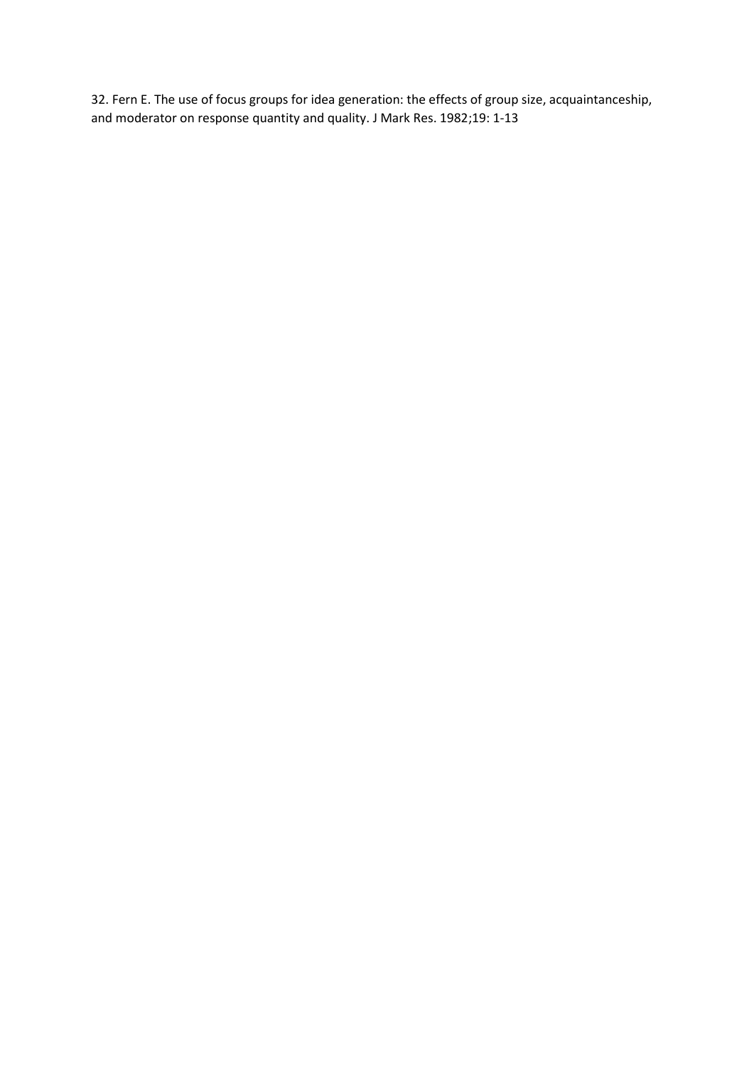32. Fern E. The use of focus groups for idea generation: the effects of group size, acquaintanceship, and moderator on response quantity and quality. J Mark Res. 1982;19: 1-13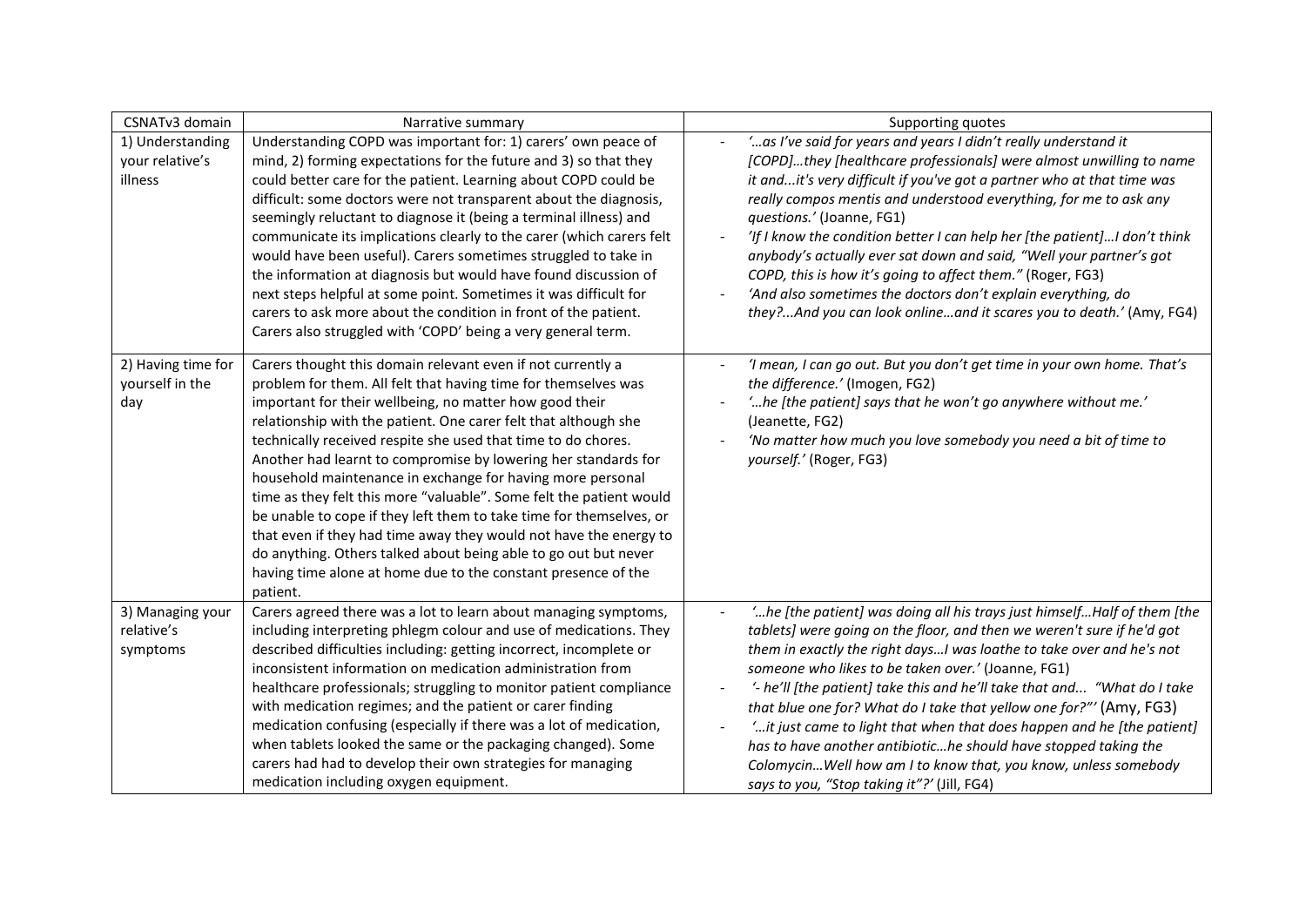| CSNATv3 domain | Narrative summary | Supporting quotes |
|---|---|---|
| 1) Understanding your relative's illness | Understanding COPD was important for: 1) carers' own peace of mind, 2) forming expectations for the future and 3) so that they could better care for the patient. Learning about COPD could be difficult: some doctors were not transparent about the diagnosis, seemingly reluctant to diagnose it (being a terminal illness) and communicate its implications clearly to the carer (which carers felt would have been useful). Carers sometimes struggled to take in the information at diagnosis but would have found discussion of next steps helpful at some point. Sometimes it was difficult for carers to ask more about the condition in front of the patient. Carers also struggled with 'COPD' being a very general term. | - *'…as I've said for years and years I didn't really understand it [COPD]…they [healthcare professionals] were almost unwilling to name it and...it's very difficult if you've got a partner who at that time was really compos mentis and understood everything, for me to ask any questions.'* (Joanne, FG1)<br>- *'If I know the condition better I can help her [the patient]…I don't think anybody's actually ever sat down and said, "Well your partner's got COPD, this is how it's going to affect them."* (Roger, FG3)<br>- *'And also sometimes the doctors don't explain everything, do they?...And you can look online…and it scares you to death.'* (Amy, FG4) |
| 2) Having time for yourself in the day | Carers thought this domain relevant even if not currently a problem for them. All felt that having time for themselves was important for their wellbeing, no matter how good their relationship with the patient. One carer felt that although she technically received respite she used that time to do chores. Another had learnt to compromise by lowering her standards for household maintenance in exchange for having more personal time as they felt this more "valuable". Some felt the patient would be unable to cope if they left them to take time for themselves, or that even if they had time away they would not have the energy to do anything. Others talked about being able to go out but never having time alone at home due to the constant presence of the patient. | - *'I mean, I can go out. But you don't get time in your own home. That's the difference.'* (Imogen, FG2)<br>- *'…he [the patient] says that he won't go anywhere without me.'* (Jeanette, FG2)<br>- *'No matter how much you love somebody you need a bit of time to yourself.'* (Roger, FG3) |
| 3) Managing your relative's symptoms | Carers agreed there was a lot to learn about managing symptoms, including interpreting phlegm colour and use of medications. They described difficulties including: getting incorrect, incomplete or inconsistent information on medication administration from healthcare professionals; struggling to monitor patient compliance with medication regimes; and the patient or carer finding medication confusing (especially if there was a lot of medication, when tablets looked the same or the packaging changed). Some carers had had to develop their own strategies for managing medication including oxygen equipment. | - *'…he [the patient] was doing all his trays just himself…Half of them [the tablets] were going on the floor, and then we weren't sure if he'd got them in exactly the right days…I was loathe to take over and he's not someone who likes to be taken over.'* (Joanne, FG1)<br>- *'- he'll [the patient] take this and he'll take that and... "What do I take that blue one for? What do I take that yellow one for?"'* (Amy, FG3)<br>- *'…it just came to light that when that does happen and he [the patient] has to have another antibiotic…he should have stopped taking the Colomycin…Well how am I to know that, you know, unless somebody says to you, "Stop taking it"?'* (Jill, FG4) |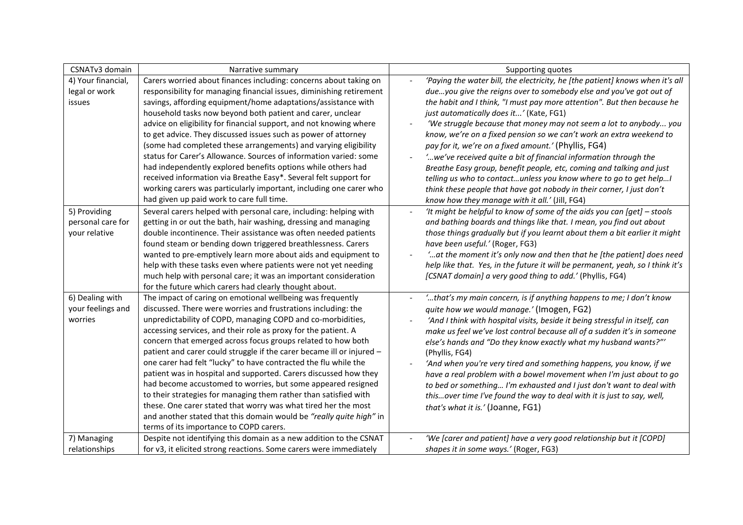| CSNATv3 domain | Narrative summary | Supporting quotes |
|---|---|---|
| 4) Your financial, legal or work issues | Carers worried about finances including: concerns about taking on responsibility for managing financial issues, diminishing retirement savings, affording equipment/home adaptations/assistance with household tasks now beyond both patient and carer, unclear advice on eligibility for financial support, and not knowing where to get advice. They discussed issues such as power of attorney (some had completed these arrangements) and varying eligibility status for Carer's Allowance. Sources of information varied: some had independently explored benefits options while others had received information via Breathe Easy*. Several felt support for working carers was particularly important, including one carer who had given up paid work to care full time. | - *'Paying the water bill, the electricity, he [the patient] knows when it's all due…you give the reigns over to somebody else and you've got out of the habit and I think, "I must pay more attention". But then because he just automatically does it...'* (Kate, FG1)<br>- *'We struggle because that money may not seem a lot to anybody... you know, we're on a fixed pension so we can't work an extra weekend to pay for it, we're on a fixed amount.'* (Phyllis, FG4)<br>- *'…we've received quite a bit of financial information through the Breathe Easy group, benefit people, etc, coming and talking and just telling us who to contact…unless you know where to go to get help…I think these people that have got nobody in their corner, I just don't know how they manage with it all.'* (Jill, FG4) |
| 5) Providing personal care for your relative | Several carers helped with personal care, including: helping with getting in or out the bath, hair washing, dressing and managing double incontinence. Their assistance was often needed patients found steam or bending down triggered breathlessness. Carers wanted to pre-emptively learn more about aids and equipment to help with these tasks even where patients were not yet needing much help with personal care; it was an important consideration for the future which carers had clearly thought about. | - *'It might be helpful to know of some of the aids you can [get] – stools and bathing boards and things like that. I mean, you find out about those things gradually but if you learnt about them a bit earlier it might have been useful.'* (Roger, FG3)<br>- *'…at the moment it's only now and then that he [the patient] does need help like that. Yes, in the future it will be permanent, yeah, so I think it's [CSNAT domain] a very good thing to add.'* (Phyllis, FG4) |
| 6) Dealing with your feelings and worries | The impact of caring on emotional wellbeing was frequently discussed. There were worries and frustrations including: the unpredictability of COPD, managing COPD and co-morbidities, accessing services, and their role as proxy for the patient. A concern that emerged across focus groups related to how both patient and carer could struggle if the carer became ill or injured – one carer had felt "lucky" to have contracted the flu while the patient was in hospital and supported. Carers discussed how they had become accustomed to worries, but some appeared resigned to their strategies for managing them rather than satisfied with these. One carer stated that worry was what tired her the most and another stated that this domain would be *"really quite high"* in terms of its importance to COPD carers. | - *'…that's my main concern, is if anything happens to me; I don't know quite how we would manage.'* (Imogen, FG2)<br>- *'And I think with hospital visits, beside it being stressful in itself, can make us feel we've lost control because all of a sudden it's in someone else's hands and "Do they know exactly what my husband wants?"'* (Phyllis, FG4)<br>- *'And when you're very tired and something happens, you know, if we have a real problem with a bowel movement when I'm just about to go to bed or something… I'm exhausted and I just don't want to deal with this…over time I've found the way to deal with it is just to say, well, that's what it is.'* (Joanne, FG1) |
| 7) Managing relationships | Despite not identifying this domain as a new addition to the CSNAT for v3, it elicited strong reactions. Some carers were immediately | - *'We [carer and patient] have a very good relationship but it [COPD] shapes it in some ways.'* (Roger, FG3) |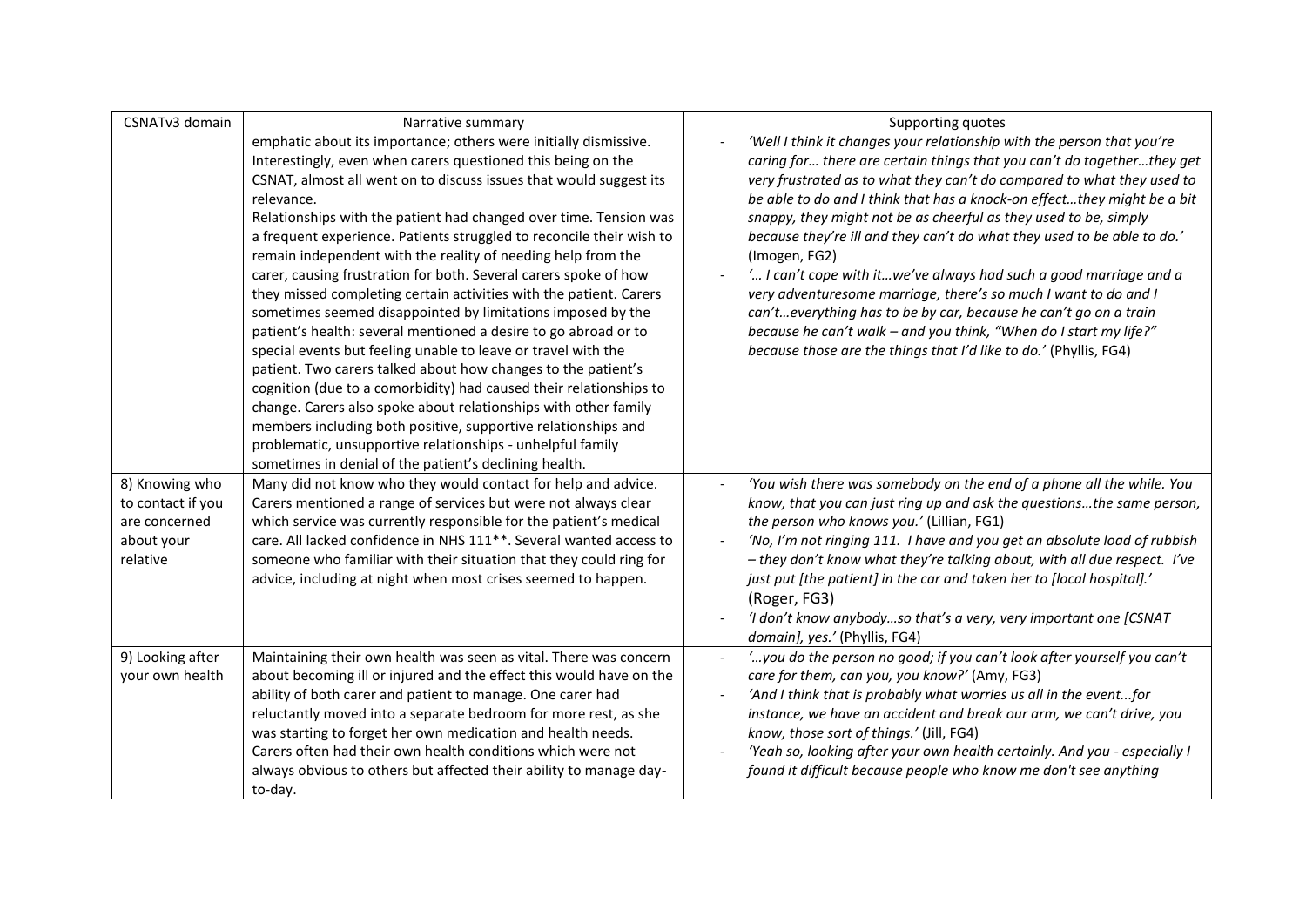| CSNATv3 domain | Narrative summary | Supporting quotes |
|---|---|---|
| | emphatic about its importance; others were initially dismissive. Interestingly, even when carers questioned this being on the CSNAT, almost all went on to discuss issues that would suggest its relevance.<br>Relationships with the patient had changed over time. Tension was a frequent experience. Patients struggled to reconcile their wish to remain independent with the reality of needing help from the carer, causing frustration for both. Several carers spoke of how they missed completing certain activities with the patient. Carers sometimes seemed disappointed by limitations imposed by the patient's health: several mentioned a desire to go abroad or to special events but feeling unable to leave or travel with the patient. Two carers talked about how changes to the patient's cognition (due to a comorbidity) had caused their relationships to change. Carers also spoke about relationships with other family members including both positive, supportive relationships and problematic, unsupportive relationships - unhelpful family sometimes in denial of the patient's declining health. | - *'Well I think it changes your relationship with the person that you're caring for… there are certain things that you can't do together…they get very frustrated as to what they can't do compared to what they used to be able to do and I think that has a knock-on effect…they might be a bit snappy, they might not be as cheerful as they used to be, simply because they're ill and they can't do what they used to be able to do.'* (Imogen, FG2)<br>- *'… I can't cope with it…we've always had such a good marriage and a very adventuresome marriage, there's so much I want to do and I can't…everything has to be by car, because he can't go on a train because he can't walk – and you think, "When do I start my life?" because those are the things that I'd like to do.'* (Phyllis, FG4) |
| 8) Knowing who to contact if you are concerned about your relative | Many did not know who they would contact for help and advice. Carers mentioned a range of services but were not always clear which service was currently responsible for the patient's medical care. All lacked confidence in NHS 111**. Several wanted access to someone who familiar with their situation that they could ring for advice, including at night when most crises seemed to happen. | - *'You wish there was somebody on the end of a phone all the while. You know, that you can just ring up and ask the questions…the same person, the person who knows you.'* (Lillian, FG1)<br>- *'No, I'm not ringing 111. I have and you get an absolute load of rubbish – they don't know what they're talking about, with all due respect. I've just put [the patient] in the car and taken her to [local hospital].'* (Roger, FG3)<br>- *'I don't know anybody…so that's a very, very important one [CSNAT domain], yes.'* (Phyllis, FG4) |
| 9) Looking after your own health | Maintaining their own health was seen as vital. There was concern about becoming ill or injured and the effect this would have on the ability of both carer and patient to manage. One carer had reluctantly moved into a separate bedroom for more rest, as she was starting to forget her own medication and health needs. Carers often had their own health conditions which were not always obvious to others but affected their ability to manage day-to-day. | - *'…you do the person no good; if you can't look after yourself you can't care for them, can you, you know?'* (Amy, FG3)<br>- *'And I think that is probably what worries us all in the event...for instance, we have an accident and break our arm, we can't drive, you know, those sort of things.'* (Jill, FG4)<br>- *'Yeah so, looking after your own health certainly. And you - especially I found it difficult because people who know me don't see anything* |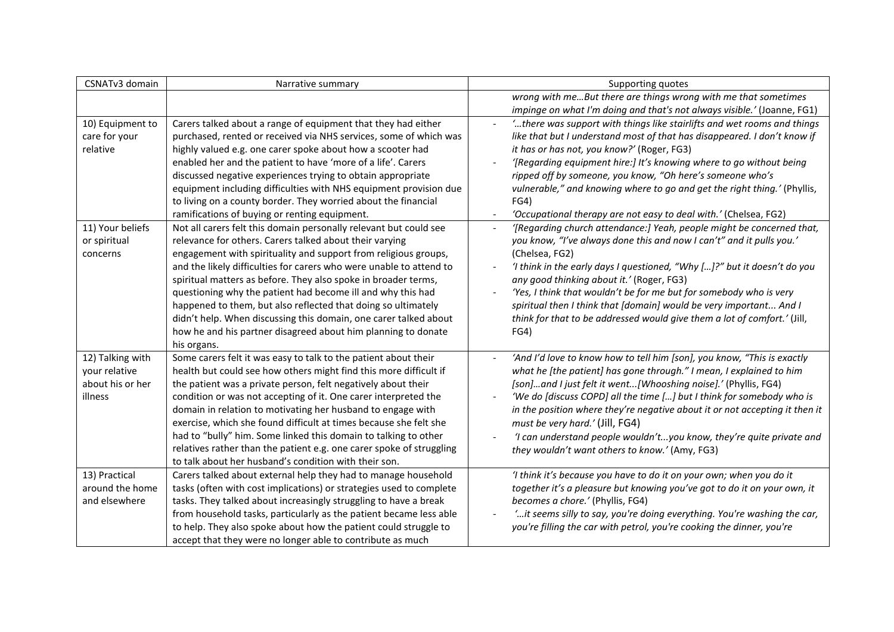| CSNATv3 domain | Narrative summary | Supporting quotes |
|---|---|---|
| | | *wrong with me…But there are things wrong with me that sometimes impinge on what I'm doing and that's not always visible.'* (Joanne, FG1) |
| 10) Equipment to care for your relative | Carers talked about a range of equipment that they had either purchased, rented or received via NHS services, some of which was highly valued e.g. one carer spoke about how a scooter had enabled her and the patient to have 'more of a life'. Carers discussed negative experiences trying to obtain appropriate equipment including difficulties with NHS equipment provision due to living on a county border. They worried about the financial ramifications of buying or renting equipment. | - *'…there was support with things like stairlifts and wet rooms and things like that but I understand most of that has disappeared. I don't know if it has or has not, you know?'* (Roger, FG3)<br>- *'[Regarding equipment hire:] It's knowing where to go without being ripped off by someone, you know, "Oh here's someone who's vulnerable," and knowing where to go and get the right thing.'* (Phyllis, FG4)<br>- *'Occupational therapy are not easy to deal with.'* (Chelsea, FG2) |
| 11) Your beliefs or spiritual concerns | Not all carers felt this domain personally relevant but could see relevance for others. Carers talked about their varying engagement with spirituality and support from religious groups, and the likely difficulties for carers who were unable to attend to spiritual matters as before. They also spoke in broader terms, questioning why the patient had become ill and why this had happened to them, but also reflected that doing so ultimately didn't help. When discussing this domain, one carer talked about how he and his partner disagreed about him planning to donate his organs. | - *'[Regarding church attendance:] Yeah, people might be concerned that, you know, "I've always done this and now I can't" and it pulls you.'* (Chelsea, FG2)<br>- *'I think in the early days I questioned, "Why […]?" but it doesn't do you any good thinking about it.'* (Roger, FG3)<br>- *'Yes, I think that wouldn't be for me but for somebody who is very spiritual then I think that [domain] would be very important... And I think for that to be addressed would give them a lot of comfort.'* (Jill, FG4) |
| 12) Talking with your relative about his or her illness | Some carers felt it was easy to talk to the patient about their health but could see how others might find this more difficult if the patient was a private person, felt negatively about their condition or was not accepting of it. One carer interpreted the domain in relation to motivating her husband to engage with exercise, which she found difficult at times because she felt she had to "bully" him. Some linked this domain to talking to other relatives rather than the patient e.g. one carer spoke of struggling to talk about her husband's condition with their son. | - *'And I'd love to know how to tell him [son], you know, "This is exactly what he [the patient] has gone through." I mean, I explained to him [son]…and I just felt it went...[Whooshing noise].'* (Phyllis, FG4)<br>- *'We do [discuss COPD] all the time […] but I think for somebody who is in the position where they're negative about it or not accepting it then it must be very hard.'* (Jill, FG4)<br>- *'I can understand people wouldn't...you know, they're quite private and they wouldn't want others to know.'* (Amy, FG3) |
| 13) Practical around the home and elsewhere | Carers talked about external help they had to manage household tasks (often with cost implications) or strategies used to complete tasks. They talked about increasingly struggling to have a break from household tasks, particularly as the patient became less able to help. They also spoke about how the patient could struggle to accept that they were no longer able to contribute as much | *'I think it's because you have to do it on your own; when you do it together it's a pleasure but knowing you've got to do it on your own, it becomes a chore.'* (Phyllis, FG4)<br>- *'…it seems silly to say, you're doing everything. You're washing the car, you're filling the car with petrol, you're cooking the dinner, you're* |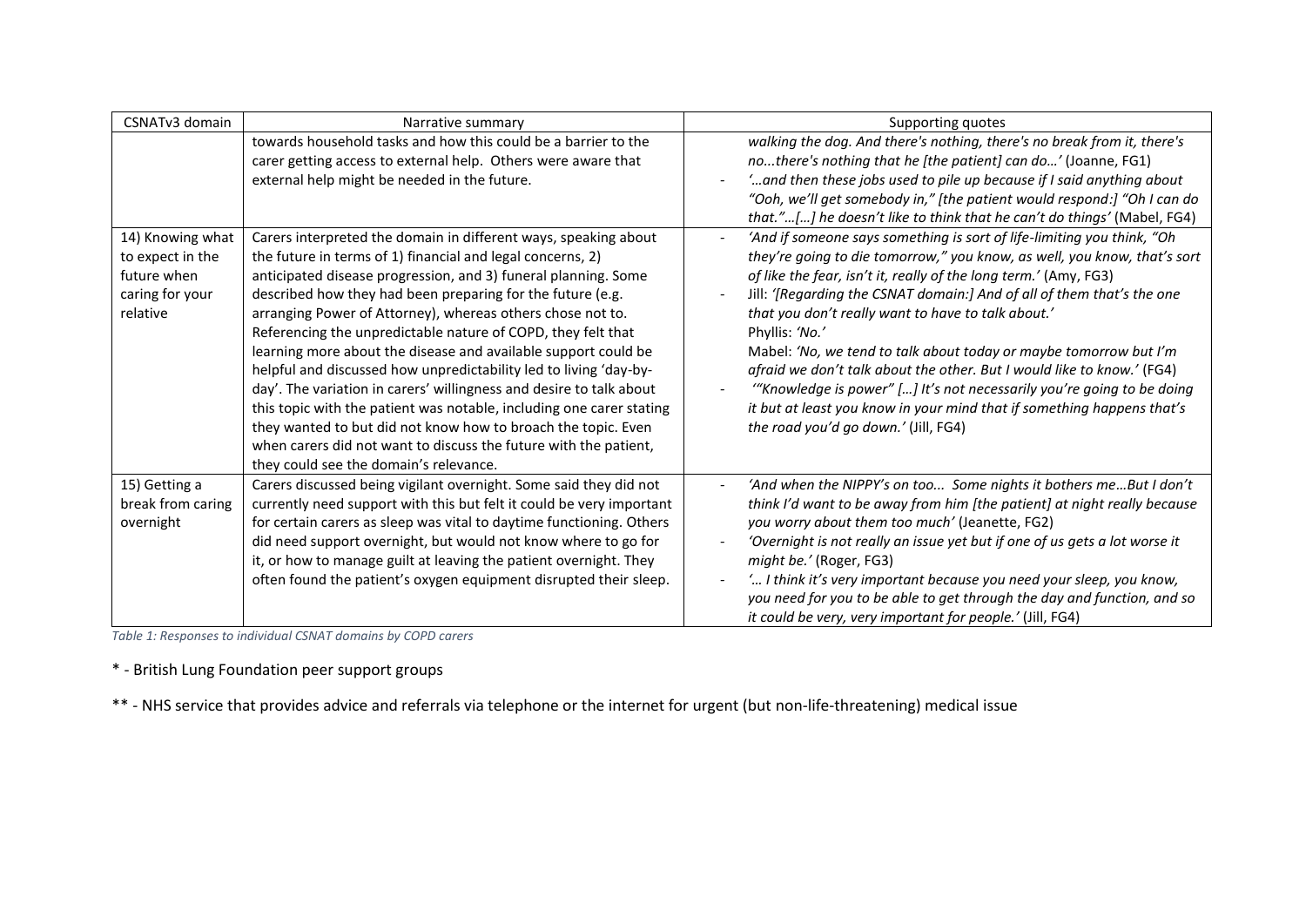| CSNATv3 domain | Narrative summary | Supporting quotes |
|---|---|---|
| | towards household tasks and how this could be a barrier to the carer getting access to external help. Others were aware that external help might be needed in the future. | *walking the dog. And there's nothing, there's no break from it, there's no...there's nothing that he [the patient] can do…'* (Joanne, FG1)<br>- *'…and then these jobs used to pile up because if I said anything about "Ooh, we'll get somebody in," [the patient would respond:] "Oh I can do that."…[…] he doesn't like to think that he can't do things'* (Mabel, FG4) |
| 14) Knowing what to expect in the future when caring for your relative | Carers interpreted the domain in different ways, speaking about the future in terms of 1) financial and legal concerns, 2) anticipated disease progression, and 3) funeral planning. Some described how they had been preparing for the future (e.g. arranging Power of Attorney), whereas others chose not to. Referencing the unpredictable nature of COPD, they felt that learning more about the disease and available support could be helpful and discussed how unpredictability led to living 'day-by-day'. The variation in carers' willingness and desire to talk about this topic with the patient was notable, including one carer stating they wanted to but did not know how to broach the topic. Even when carers did not want to discuss the future with the patient, they could see the domain's relevance. | - *'And if someone says something is sort of life-limiting you think, "Oh they're going to die tomorrow," you know, as well, you know, that's sort of like the fear, isn't it, really of the long term.'* (Amy, FG3)<br>- Jill: *'[Regarding the CSNAT domain:] And of all of them that's the one that you don't really want to have to talk about.'*<br>Phyllis: *'No.'*<br>Mabel: *'No, we tend to talk about today or maybe tomorrow but I'm afraid we don't talk about the other. But I would like to know.'* (FG4)<br>- *'"Knowledge is power" […] It's not necessarily you're going to be doing it but at least you know in your mind that if something happens that's the road you'd go down.'* (Jill, FG4) |
| 15) Getting a break from caring overnight | Carers discussed being vigilant overnight. Some said they did not currently need support with this but felt it could be very important for certain carers as sleep was vital to daytime functioning. Others did need support overnight, but would not know where to go for it, or how to manage guilt at leaving the patient overnight. They often found the patient's oxygen equipment disrupted their sleep. | - *'And when the NIPPY's on too... Some nights it bothers me…But I don't think I'd want to be away from him [the patient] at night really because you worry about them too much'* (Jeanette, FG2)<br>- *'Overnight is not really an issue yet but if one of us gets a lot worse it might be.'* (Roger, FG3)<br>- *'… I think it's very important because you need your sleep, you know, you need for you to be able to get through the day and function, and so it could be very, very important for people.'* (Jill, FG4) |

*Table 1: Responses to individual CSNAT domains by COPD carers*

\* - British Lung Foundation peer support groups

\*\* - NHS service that provides advice and referrals via telephone or the internet for urgent (but non-life-threatening) medical issue